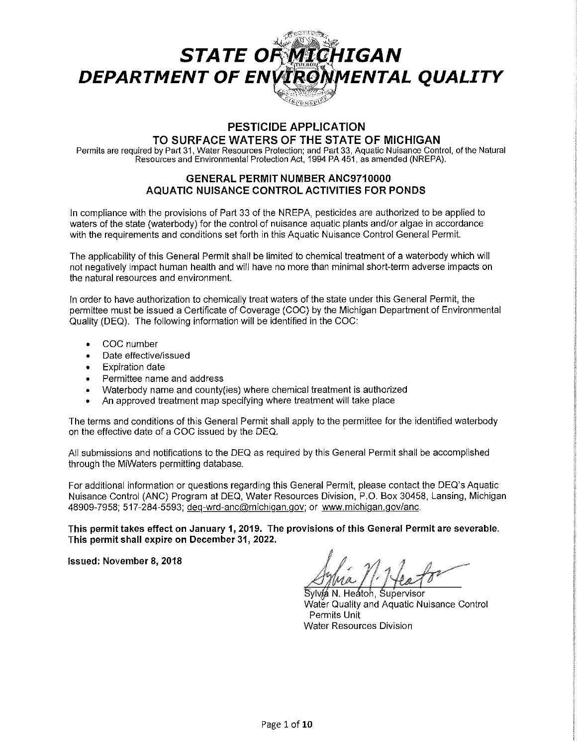# STATE OF MICHIGAN
# DEPARTMENT OF ENVIRONMENTAL QUALITY

## PESTICIDE APPLICATION
## TO SURFACE WATERS OF THE STATE OF MICHIGAN

Permits are required by Part 31, Water Resources Protection; and Part 33, Aquatic Nuisance Control, of the Natural Resources and Environmental Protection Act, 1994 PA 451, as amended (NREPA).

### GENERAL PERMIT NUMBER ANC9710000
### AQUATIC NUISANCE CONTROL ACTIVITIES FOR PONDS

In compliance with the provisions of Part 33 of the NREPA, pesticides are authorized to be applied to waters of the state (waterbody) for the control of nuisance aquatic plants and/or algae in accordance with the requirements and conditions set forth in this Aquatic Nuisance Control General Permit.

The applicability of this General Permit shall be limited to chemical treatment of a waterbody which will not negatively impact human health and will have no more than minimal short-term adverse impacts on the natural resources and environment.

In order to have authorization to chemically treat waters of the state under this General Permit, the permittee must be issued a Certificate of Coverage (COC) by the Michigan Department of Environmental Quality (DEQ). The following information will be identified in the COC:

- COC number
- Date effective/issued
- Expiration date
- Permittee name and address
- Waterbody name and county(ies) where chemical treatment is authorized
- An approved treatment map specifying where treatment will take place

The terms and conditions of this General Permit shall apply to the permittee for the identified waterbody on the effective date of a COC issued by the DEQ.

All submissions and notifications to the DEQ as required by this General Permit shall be accomplished through the MiWaters permitting database.

For additional information or questions regarding this General Permit, please contact the DEQ's Aquatic Nuisance Control (ANC) Program at DEQ, Water Resources Division, P.O. Box 30458, Lansing, Michigan 48909-7958; 517-284-5593; deq-wrd-anc@michigan.gov; or www.michigan.gov/anc.

**This permit takes effect on January 1, 2019. The provisions of this General Permit are severable. This permit shall expire on December 31, 2022.**

**Issued: November 8, 2018**

Sylvia N. Heaton, Supervisor
Water Quality and Aquatic Nuisance Control Permits Unit
Water Resources Division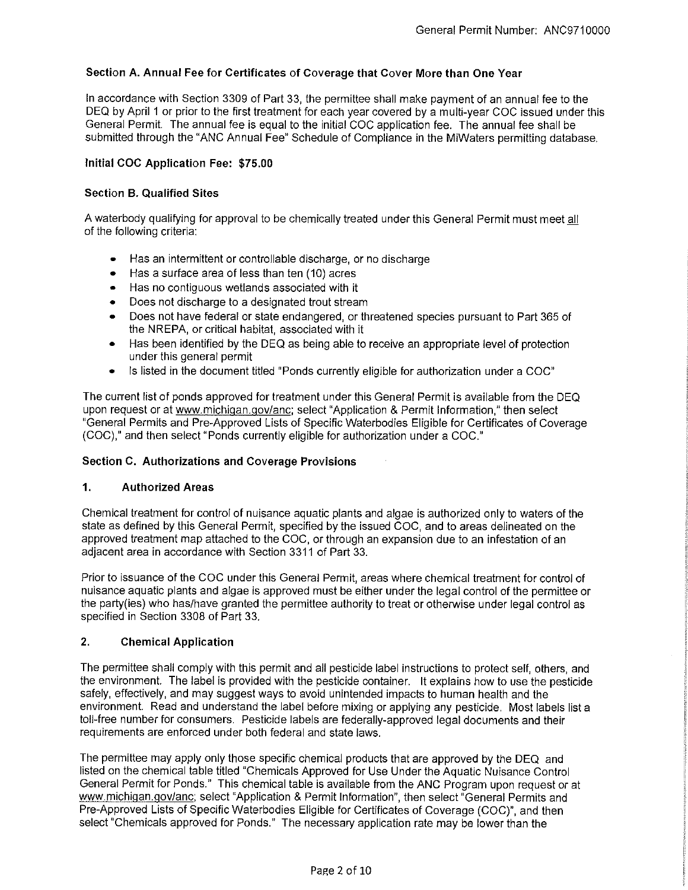### Section A. Annual Fee for Certificates of Coverage that Cover More than One Year

In accordance with Section 3309 of Part 33, the permittee shall make payment of an annual fee to the DEQ by April 1 or prior to the first treatment for each year covered by a multi-year COC issued under this General Permit. The annual fee is equal to the initial COC application fee. The annual fee shall be submitted through the "ANC Annual Fee" Schedule of Compliance in the MiWaters permitting database.

**Initial COC Application Fee: $75.00**

### Section B. Qualified Sites

A waterbody qualifying for approval to be chemically treated under this General Permit must meet all of the following criteria:

- Has an intermittent or controllable discharge, or no discharge
- Has a surface area of less than ten (10) acres
- Has no contiguous wetlands associated with it
- Does not discharge to a designated trout stream
- Does not have federal or state endangered, or threatened species pursuant to Part 365 of the NREPA, or critical habitat, associated with it
- Has been identified by the DEQ as being able to receive an appropriate level of protection under this general permit
- Is listed in the document titled "Ponds currently eligible for authorization under a COC"

The current list of ponds approved for treatment under this General Permit is available from the DEQ upon request or at www.michigan.gov/anc; select "Application & Permit Information," then select "General Permits and Pre-Approved Lists of Specific Waterbodies Eligible for Certificates of Coverage (COC)," and then select "Ponds currently eligible for authorization under a COC."

### Section C. Authorizations and Coverage Provisions

#### 1. Authorized Areas

Chemical treatment for control of nuisance aquatic plants and algae is authorized only to waters of the state as defined by this General Permit, specified by the issued COC, and to areas delineated on the approved treatment map attached to the COC, or through an expansion due to an infestation of an adjacent area in accordance with Section 3311 of Part 33.

Prior to issuance of the COC under this General Permit, areas where chemical treatment for control of nuisance aquatic plants and algae is approved must be either under the legal control of the permittee or the party(ies) who has/have granted the permittee authority to treat or otherwise under legal control as specified in Section 3308 of Part 33.

#### 2. Chemical Application

The permittee shall comply with this permit and all pesticide label instructions to protect self, others, and the environment. The label is provided with the pesticide container. It explains how to use the pesticide safely, effectively, and may suggest ways to avoid unintended impacts to human health and the environment. Read and understand the label before mixing or applying any pesticide. Most labels list a toll-free number for consumers. Pesticide labels are federally-approved legal documents and their requirements are enforced under both federal and state laws.

The permittee may apply only those specific chemical products that are approved by the DEQ and listed on the chemical table titled "Chemicals Approved for Use Under the Aquatic Nuisance Control General Permit for Ponds." This chemical table is available from the ANC Program upon request or at www.michigan.gov/anc; select "Application & Permit Information", then select "General Permits and Pre-Approved Lists of Specific Waterbodies Eligible for Certificates of Coverage (COC)", and then select "Chemicals approved for Ponds." The necessary application rate may be lower than the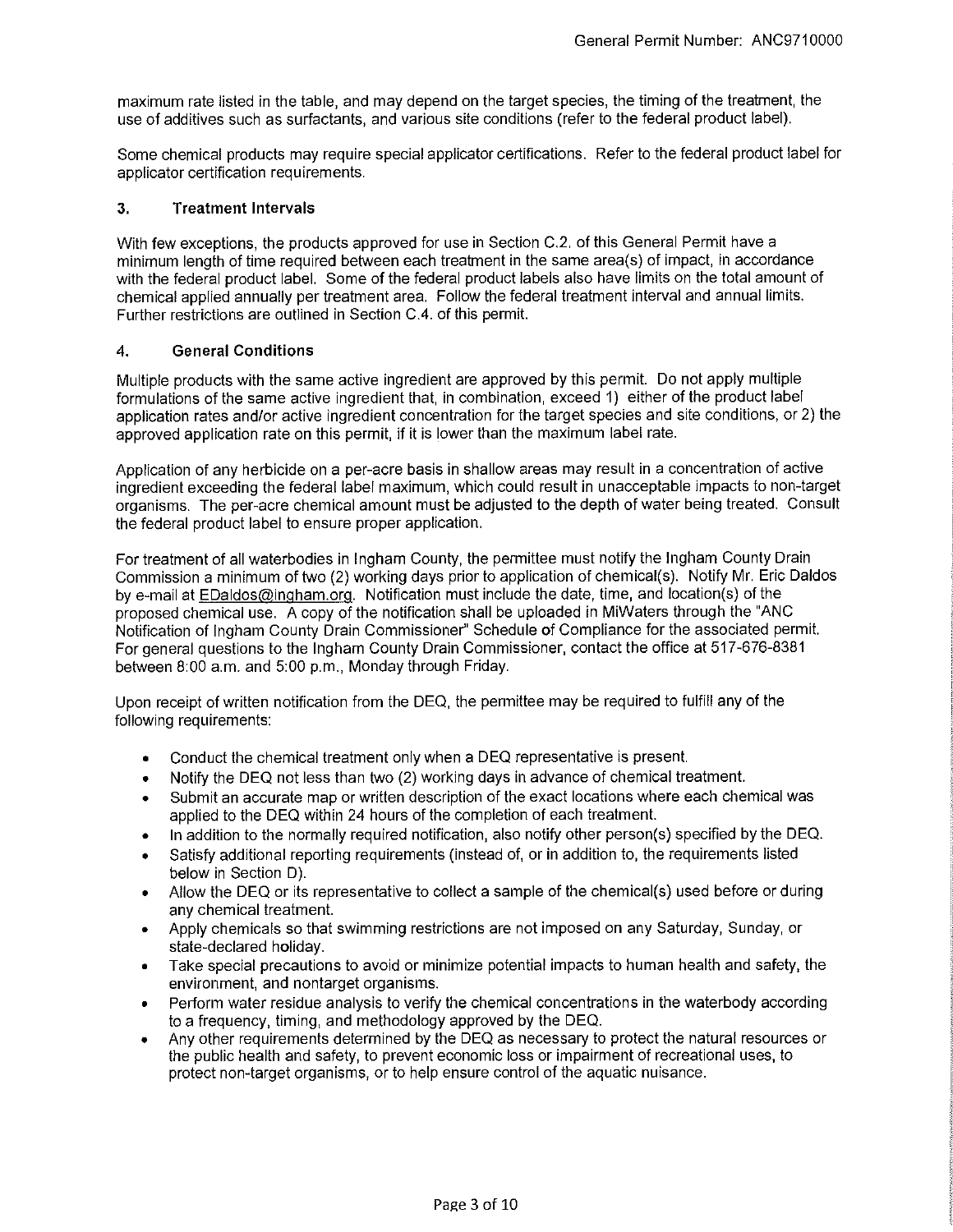maximum rate listed in the table, and may depend on the target species, the timing of the treatment, the use of additives such as surfactants, and various site conditions (refer to the federal product label).

Some chemical products may require special applicator certifications. Refer to the federal product label for applicator certification requirements.

### 3. Treatment Intervals

With few exceptions, the products approved for use in Section C.2. of this General Permit have a minimum length of time required between each treatment in the same area(s) of impact, in accordance with the federal product label. Some of the federal product labels also have limits on the total amount of chemical applied annually per treatment area. Follow the federal treatment interval and annual limits. Further restrictions are outlined in Section C.4. of this permit.

### 4. General Conditions

Multiple products with the same active ingredient are approved by this permit. Do not apply multiple formulations of the same active ingredient that, in combination, exceed 1) either of the product label application rates and/or active ingredient concentration for the target species and site conditions, or 2) the approved application rate on this permit, if it is lower than the maximum label rate.

Application of any herbicide on a per-acre basis in shallow areas may result in a concentration of active ingredient exceeding the federal label maximum, which could result in unacceptable impacts to non-target organisms. The per-acre chemical amount must be adjusted to the depth of water being treated. Consult the federal product label to ensure proper application.

For treatment of all waterbodies in Ingham County, the permittee must notify the Ingham County Drain Commission a minimum of two (2) working days prior to application of chemical(s). Notify Mr. Eric Daldos by e-mail at EDaldos@ingham.org. Notification must include the date, time, and location(s) of the proposed chemical use. A copy of the notification shall be uploaded in MiWaters through the "ANC Notification of Ingham County Drain Commissioner" Schedule of Compliance for the associated permit. For general questions to the Ingham County Drain Commissioner, contact the office at 517-676-8381 between 8:00 a.m. and 5:00 p.m., Monday through Friday.

Upon receipt of written notification from the DEQ, the permittee may be required to fulfill any of the following requirements:

- Conduct the chemical treatment only when a DEQ representative is present.
- Notify the DEQ not less than two (2) working days in advance of chemical treatment.
- Submit an accurate map or written description of the exact locations where each chemical was applied to the DEQ within 24 hours of the completion of each treatment.
- In addition to the normally required notification, also notify other person(s) specified by the DEQ.
- Satisfy additional reporting requirements (instead of, or in addition to, the requirements listed below in Section D).
- Allow the DEQ or its representative to collect a sample of the chemical(s) used before or during any chemical treatment.
- Apply chemicals so that swimming restrictions are not imposed on any Saturday, Sunday, or state-declared holiday.
- Take special precautions to avoid or minimize potential impacts to human health and safety, the environment, and nontarget organisms.
- Perform water residue analysis to verify the chemical concentrations in the waterbody according to a frequency, timing, and methodology approved by the DEQ.
- Any other requirements determined by the DEQ as necessary to protect the natural resources or the public health and safety, to prevent economic loss or impairment of recreational uses, to protect non-target organisms, or to help ensure control of the aquatic nuisance.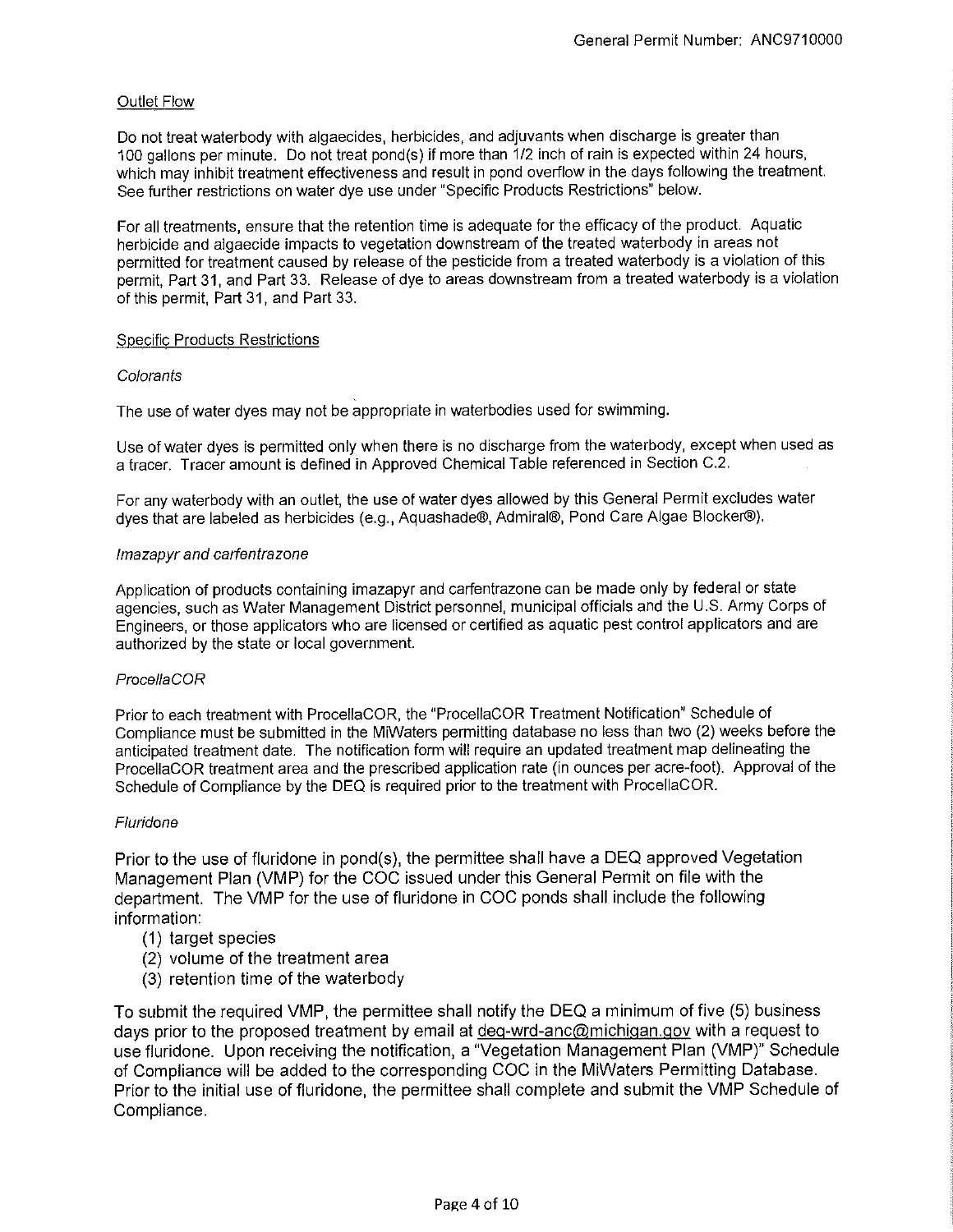### Outlet Flow

Do not treat waterbody with algaecides, herbicides, and adjuvants when discharge is greater than 100 gallons per minute. Do not treat pond(s) if more than 1/2 inch of rain is expected within 24 hours, which may inhibit treatment effectiveness and result in pond overflow in the days following the treatment. See further restrictions on water dye use under "Specific Products Restrictions" below.

For all treatments, ensure that the retention time is adequate for the efficacy of the product. Aquatic herbicide and algaecide impacts to vegetation downstream of the treated waterbody in areas not permitted for treatment caused by release of the pesticide from a treated waterbody is a violation of this permit, Part 31, and Part 33. Release of dye to areas downstream from a treated waterbody is a violation of this permit, Part 31, and Part 33.

### Specific Products Restrictions

*Colorants*

The use of water dyes may not be appropriate in waterbodies used for swimming.

Use of water dyes is permitted only when there is no discharge from the waterbody, except when used as a tracer. Tracer amount is defined in Approved Chemical Table referenced in Section C.2.

For any waterbody with an outlet, the use of water dyes allowed by this General Permit excludes water dyes that are labeled as herbicides (e.g., Aquashade®, Admiral®, Pond Care Algae Blocker®).

*Imazapyr and carfentrazone*

Application of products containing imazapyr and carfentrazone can be made only by federal or state agencies, such as Water Management District personnel, municipal officials and the U.S. Army Corps of Engineers, or those applicators who are licensed or certified as aquatic pest control applicators and are authorized by the state or local government.

*ProcellaCOR*

Prior to each treatment with ProcellaCOR, the "ProcellaCOR Treatment Notification" Schedule of Compliance must be submitted in the MiWaters permitting database no less than two (2) weeks before the anticipated treatment date. The notification form will require an updated treatment map delineating the ProcellaCOR treatment area and the prescribed application rate (in ounces per acre-foot). Approval of the Schedule of Compliance by the DEQ is required prior to the treatment with ProcellaCOR.

*Fluridone*

Prior to the use of fluridone in pond(s), the permittee shall have a DEQ approved Vegetation Management Plan (VMP) for the COC issued under this General Permit on file with the department. The VMP for the use of fluridone in COC ponds shall include the following information:

(1) target species
(2) volume of the treatment area
(3) retention time of the waterbody

To submit the required VMP, the permittee shall notify the DEQ a minimum of five (5) business days prior to the proposed treatment by email at deq-wrd-anc@michigan.gov with a request to use fluridone. Upon receiving the notification, a "Vegetation Management Plan (VMP)" Schedule of Compliance will be added to the corresponding COC in the MiWaters Permitting Database. Prior to the initial use of fluridone, the permittee shall complete and submit the VMP Schedule of Compliance.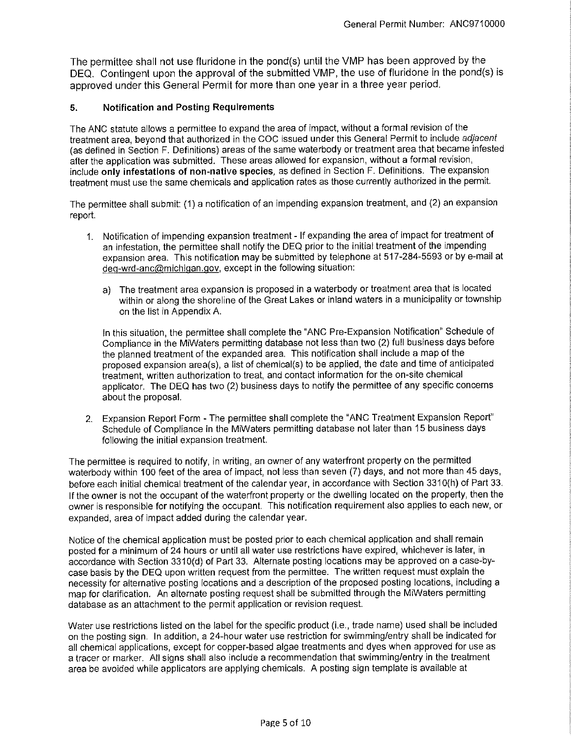The permittee shall not use fluridone in the pond(s) until the VMP has been approved by the DEQ. Contingent upon the approval of the submitted VMP, the use of fluridone in the pond(s) is approved under this General Permit for more than one year in a three year period.

## 5. Notification and Posting Requirements

The ANC statute allows a permittee to expand the area of impact, without a formal revision of the treatment area, beyond that authorized in the COC issued under this General Permit to include *adjacent* (as defined in Section F. Definitions) areas of the same waterbody or treatment area that became infested after the application was submitted. These areas allowed for expansion, without a formal revision, include **only infestations of non-native species**, as defined in Section F. Definitions. The expansion treatment must use the same chemicals and application rates as those currently authorized in the permit.

The permittee shall submit: (1) a notification of an impending expansion treatment, and (2) an expansion report.

1. Notification of impending expansion treatment - If expanding the area of impact for treatment of an infestation, the permittee shall notify the DEQ prior to the initial treatment of the impending expansion area. This notification may be submitted by telephone at 517-284-5593 or by e-mail at deq-wrd-anc@michigan.gov, except in the following situation:

   a) The treatment area expansion is proposed in a waterbody or treatment area that is located within or along the shoreline of the Great Lakes or inland waters in a municipality or township on the list in Appendix A.

   In this situation, the permittee shall complete the "ANC Pre-Expansion Notification" Schedule of Compliance in the MiWaters permitting database not less than two (2) full business days before the planned treatment of the expanded area. This notification shall include a map of the proposed expansion area(s), a list of chemical(s) to be applied, the date and time of anticipated treatment, written authorization to treat, and contact information for the on-site chemical applicator. The DEQ has two (2) business days to notify the permittee of any specific concerns about the proposal.

2. Expansion Report Form - The permittee shall complete the "ANC Treatment Expansion Report" Schedule of Compliance in the MiWaters permitting database not later than 15 business days following the initial expansion treatment.

The permittee is required to notify, in writing, an owner of any waterfront property on the permitted waterbody within 100 feet of the area of impact, not less than seven (7) days, and not more than 45 days, before each initial chemical treatment of the calendar year, in accordance with Section 3310(h) of Part 33. If the owner is not the occupant of the waterfront property or the dwelling located on the property, then the owner is responsible for notifying the occupant. This notification requirement also applies to each new, or expanded, area of impact added during the calendar year.

Notice of the chemical application must be posted prior to each chemical application and shall remain posted for a minimum of 24 hours or until all water use restrictions have expired, whichever is later, in accordance with Section 3310(d) of Part 33. Alternate posting locations may be approved on a case-by-case basis by the DEQ upon written request from the permittee. The written request must explain the necessity for alternative posting locations and a description of the proposed posting locations, including a map for clarification. An alternate posting request shall be submitted through the MiWaters permitting database as an attachment to the permit application or revision request.

Water use restrictions listed on the label for the specific product (i.e., trade name) used shall be included on the posting sign. In addition, a 24-hour water use restriction for swimming/entry shall be indicated for all chemical applications, except for copper-based algae treatments and dyes when approved for use as a tracer or marker. All signs shall also include a recommendation that swimming/entry in the treatment area be avoided while applicators are applying chemicals. A posting sign template is available at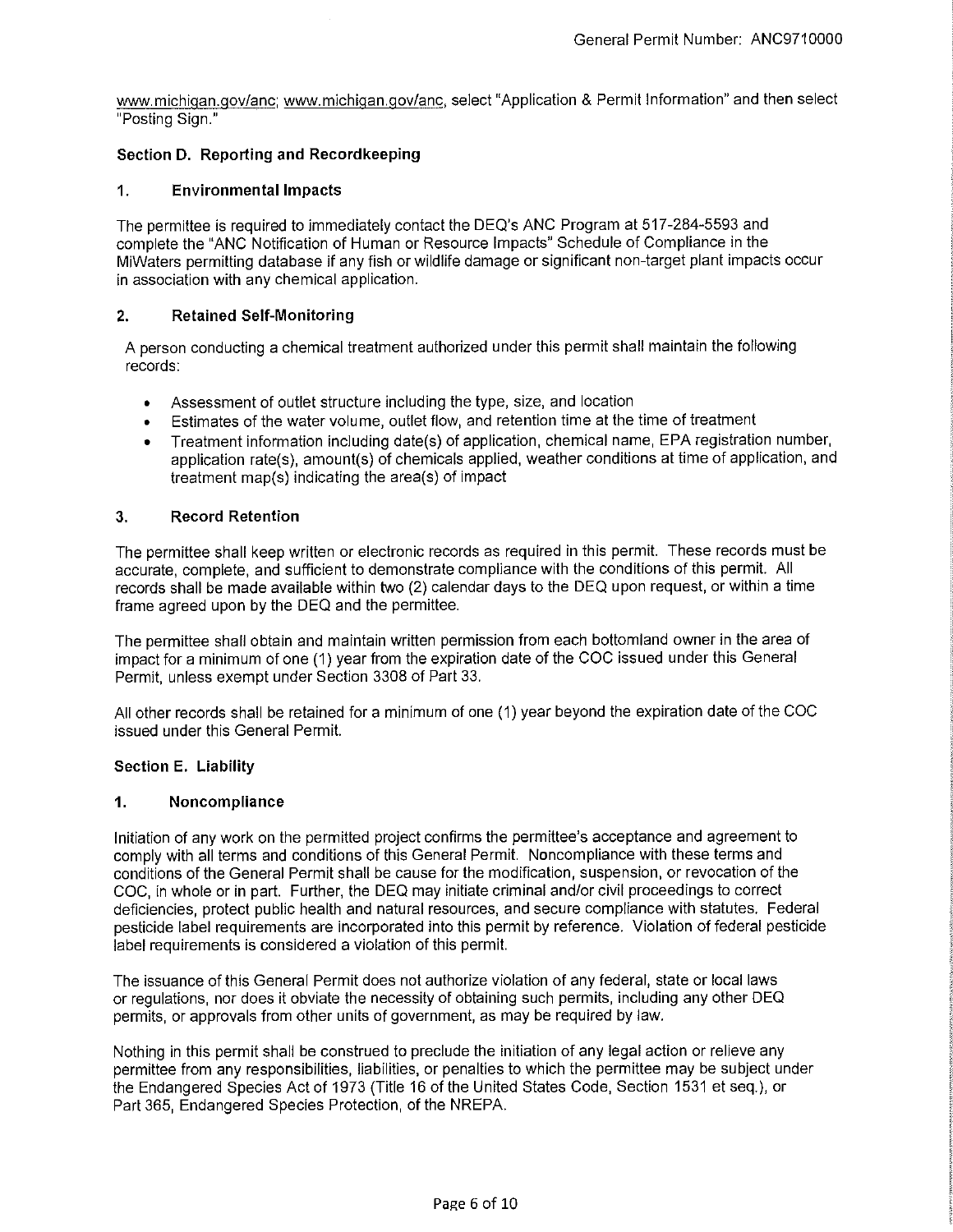www.michigan.gov/anc; www.michigan.gov/anc, select "Application & Permit Information" and then select "Posting Sign."

### Section D. Reporting and Recordkeeping

#### 1. Environmental Impacts

The permittee is required to immediately contact the DEQ's ANC Program at 517-284-5593 and complete the "ANC Notification of Human or Resource Impacts" Schedule of Compliance in the MiWaters permitting database if any fish or wildlife damage or significant non-target plant impacts occur in association with any chemical application.

#### 2. Retained Self-Monitoring

A person conducting a chemical treatment authorized under this permit shall maintain the following records:

- Assessment of outlet structure including the type, size, and location
- Estimates of the water volume, outlet flow, and retention time at the time of treatment
- Treatment information including date(s) of application, chemical name, EPA registration number, application rate(s), amount(s) of chemicals applied, weather conditions at time of application, and treatment map(s) indicating the area(s) of impact

#### 3. Record Retention

The permittee shall keep written or electronic records as required in this permit. These records must be accurate, complete, and sufficient to demonstrate compliance with the conditions of this permit. All records shall be made available within two (2) calendar days to the DEQ upon request, or within a time frame agreed upon by the DEQ and the permittee.

The permittee shall obtain and maintain written permission from each bottomland owner in the area of impact for a minimum of one (1) year from the expiration date of the COC issued under this General Permit, unless exempt under Section 3308 of Part 33.

All other records shall be retained for a minimum of one (1) year beyond the expiration date of the COC issued under this General Permit.

### Section E. Liability

#### 1. Noncompliance

Initiation of any work on the permitted project confirms the permittee's acceptance and agreement to comply with all terms and conditions of this General Permit. Noncompliance with these terms and conditions of the General Permit shall be cause for the modification, suspension, or revocation of the COC, in whole or in part. Further, the DEQ may initiate criminal and/or civil proceedings to correct deficiencies, protect public health and natural resources, and secure compliance with statutes. Federal pesticide label requirements are incorporated into this permit by reference. Violation of federal pesticide label requirements is considered a violation of this permit.

The issuance of this General Permit does not authorize violation of any federal, state or local laws or regulations, nor does it obviate the necessity of obtaining such permits, including any other DEQ permits, or approvals from other units of government, as may be required by law.

Nothing in this permit shall be construed to preclude the initiation of any legal action or relieve any permittee from any responsibilities, liabilities, or penalties to which the permittee may be subject under the Endangered Species Act of 1973 (Title 16 of the United States Code, Section 1531 et seq.), or Part 365, Endangered Species Protection, of the NREPA.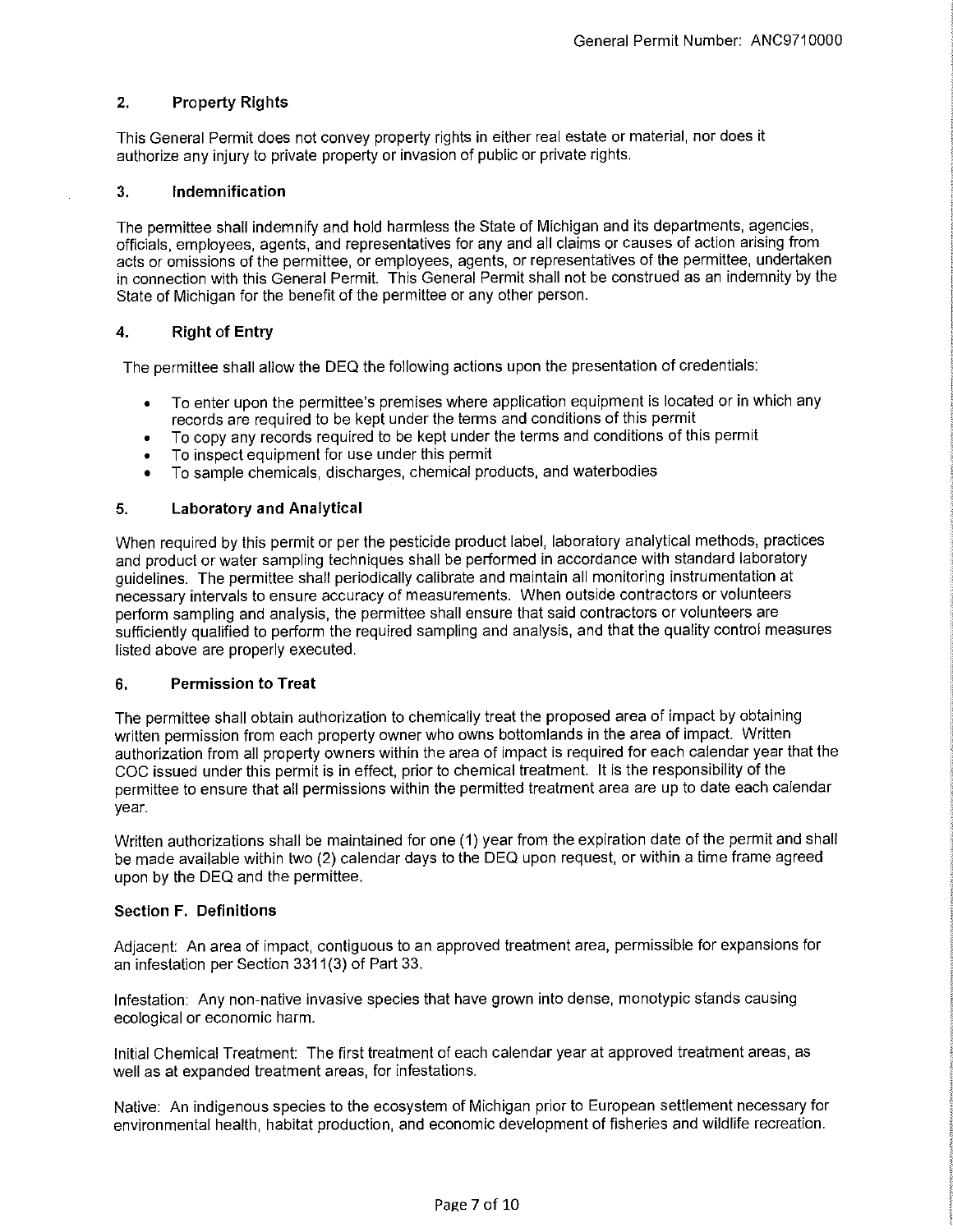## 2. Property Rights

This General Permit does not convey property rights in either real estate or material, nor does it authorize any injury to private property or invasion of public or private rights.

## 3. Indemnification

The permittee shall indemnify and hold harmless the State of Michigan and its departments, agencies, officials, employees, agents, and representatives for any and all claims or causes of action arising from acts or omissions of the permittee, or employees, agents, or representatives of the permittee, undertaken in connection with this General Permit. This General Permit shall not be construed as an indemnity by the State of Michigan for the benefit of the permittee or any other person.

## 4. Right of Entry

The permittee shall allow the DEQ the following actions upon the presentation of credentials:

- To enter upon the permittee's premises where application equipment is located or in which any records are required to be kept under the terms and conditions of this permit
- To copy any records required to be kept under the terms and conditions of this permit
- To inspect equipment for use under this permit
- To sample chemicals, discharges, chemical products, and waterbodies

## 5. Laboratory and Analytical

When required by this permit or per the pesticide product label, laboratory analytical methods, practices and product or water sampling techniques shall be performed in accordance with standard laboratory guidelines. The permittee shall periodically calibrate and maintain all monitoring instrumentation at necessary intervals to ensure accuracy of measurements. When outside contractors or volunteers perform sampling and analysis, the permittee shall ensure that said contractors or volunteers are sufficiently qualified to perform the required sampling and analysis, and that the quality control measures listed above are properly executed.

## 6. Permission to Treat

The permittee shall obtain authorization to chemically treat the proposed area of impact by obtaining written permission from each property owner who owns bottomlands in the area of impact. Written authorization from all property owners within the area of impact is required for each calendar year that the COC issued under this permit is in effect, prior to chemical treatment. It is the responsibility of the permittee to ensure that all permissions within the permitted treatment area are up to date each calendar year.

Written authorizations shall be maintained for one (1) year from the expiration date of the permit and shall be made available within two (2) calendar days to the DEQ upon request, or within a time frame agreed upon by the DEQ and the permittee.

## Section F. Definitions

Adjacent: An area of impact, contiguous to an approved treatment area, permissible for expansions for an infestation per Section 3311(3) of Part 33.

Infestation: Any non-native invasive species that have grown into dense, monotypic stands causing ecological or economic harm.

Initial Chemical Treatment: The first treatment of each calendar year at approved treatment areas, as well as at expanded treatment areas, for infestations.

Native: An indigenous species to the ecosystem of Michigan prior to European settlement necessary for environmental health, habitat production, and economic development of fisheries and wildlife recreation.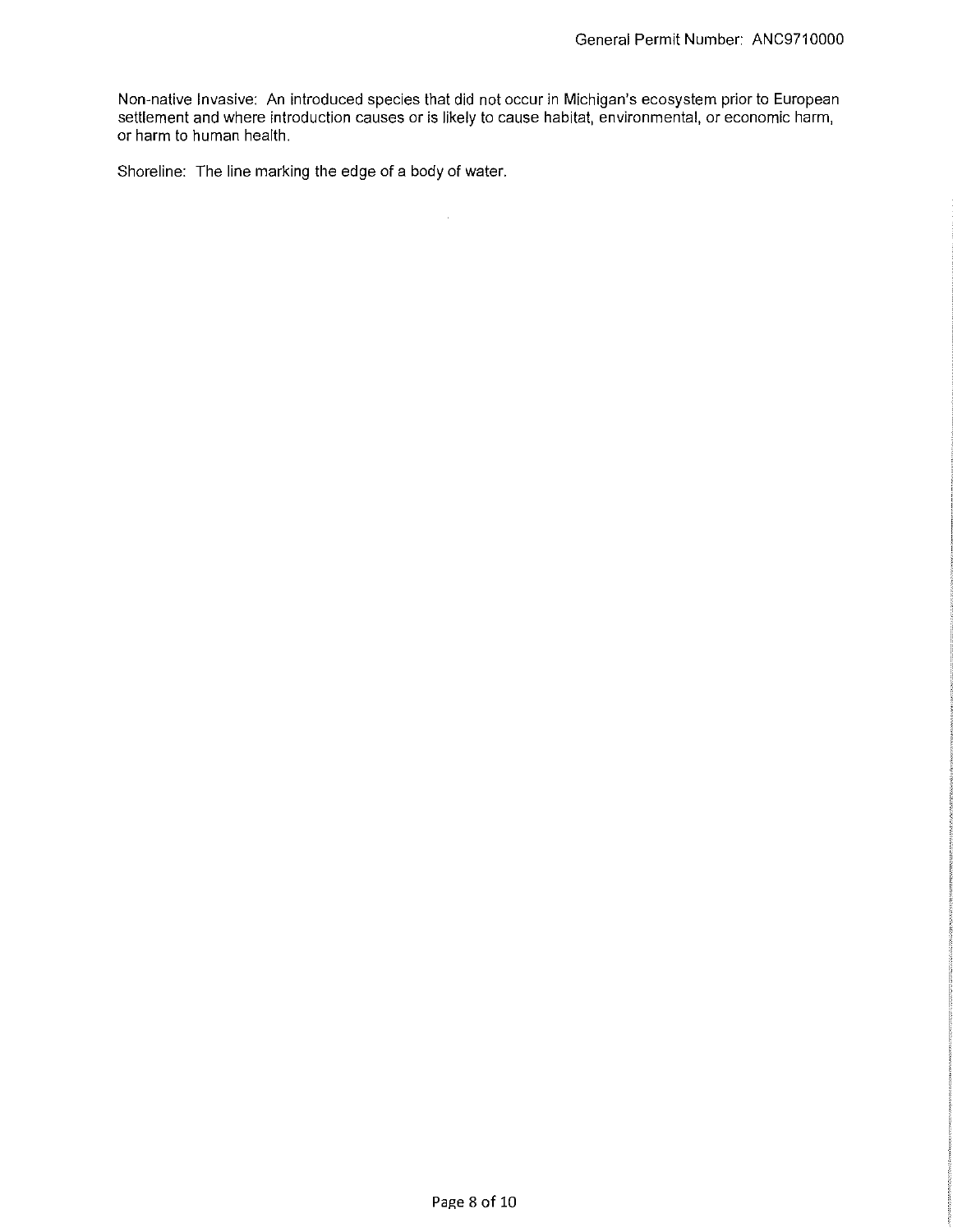Non-native Invasive: An introduced species that did not occur in Michigan's ecosystem prior to European settlement and where introduction causes or is likely to cause habitat, environmental, or economic harm, or harm to human health.

Shoreline: The line marking the edge of a body of water.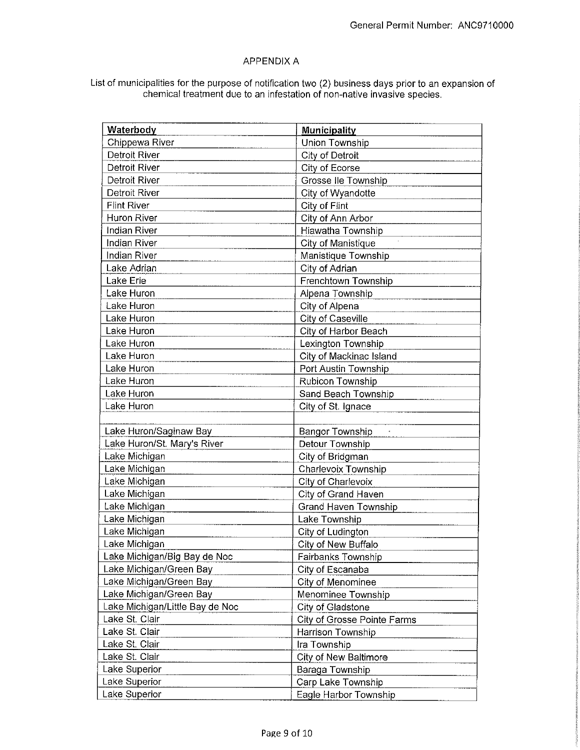## APPENDIX A

List of municipalities for the purpose of notification two (2) business days prior to an expansion of chemical treatment due to an infestation of non-native invasive species.

| Waterbody | Municipality |
|---|---|
| Chippewa River | Union Township |
| Detroit River | City of Detroit |
| Detroit River | City of Ecorse |
| Detroit River | Grosse Ile Township |
| Detroit River | City of Wyandotte |
| Flint River | City of Flint |
| Huron River | City of Ann Arbor |
| Indian River | Hiawatha Township |
| Indian River | City of Manistique |
| Indian River | Manistique Township |
| Lake Adrian | City of Adrian |
| Lake Erie | Frenchtown Township |
| Lake Huron | Alpena Township |
| Lake Huron | City of Alpena |
| Lake Huron | City of Caseville |
| Lake Huron | City of Harbor Beach |
| Lake Huron | Lexington Township |
| Lake Huron | City of Mackinac Island |
| Lake Huron | Port Austin Township |
| Lake Huron | Rubicon Township |
| Lake Huron | Sand Beach Township |
| Lake Huron | City of St. Ignace |
| | |
| Lake Huron/Saginaw Bay | Bangor Township |
| Lake Huron/St. Mary's River | Detour Township |
| Lake Michigan | City of Bridgman |
| Lake Michigan | Charlevoix Township |
| Lake Michigan | City of Charlevoix |
| Lake Michigan | City of Grand Haven |
| Lake Michigan | Grand Haven Township |
| Lake Michigan | Lake Township |
| Lake Michigan | City of Ludington |
| Lake Michigan | City of New Buffalo |
| Lake Michigan/Big Bay de Noc | Fairbanks Township |
| Lake Michigan/Green Bay | City of Escanaba |
| Lake Michigan/Green Bay | City of Menominee |
| Lake Michigan/Green Bay | Menominee Township |
| Lake Michigan/Little Bay de Noc | City of Gladstone |
| Lake St. Clair | City of Grosse Pointe Farms |
| Lake St. Clair | Harrison Township |
| Lake St. Clair | Ira Township |
| Lake St. Clair | City of New Baltimore |
| Lake Superior | Baraga Township |
| Lake Superior | Carp Lake Township |
| Lake Superior | Eagle Harbor Township |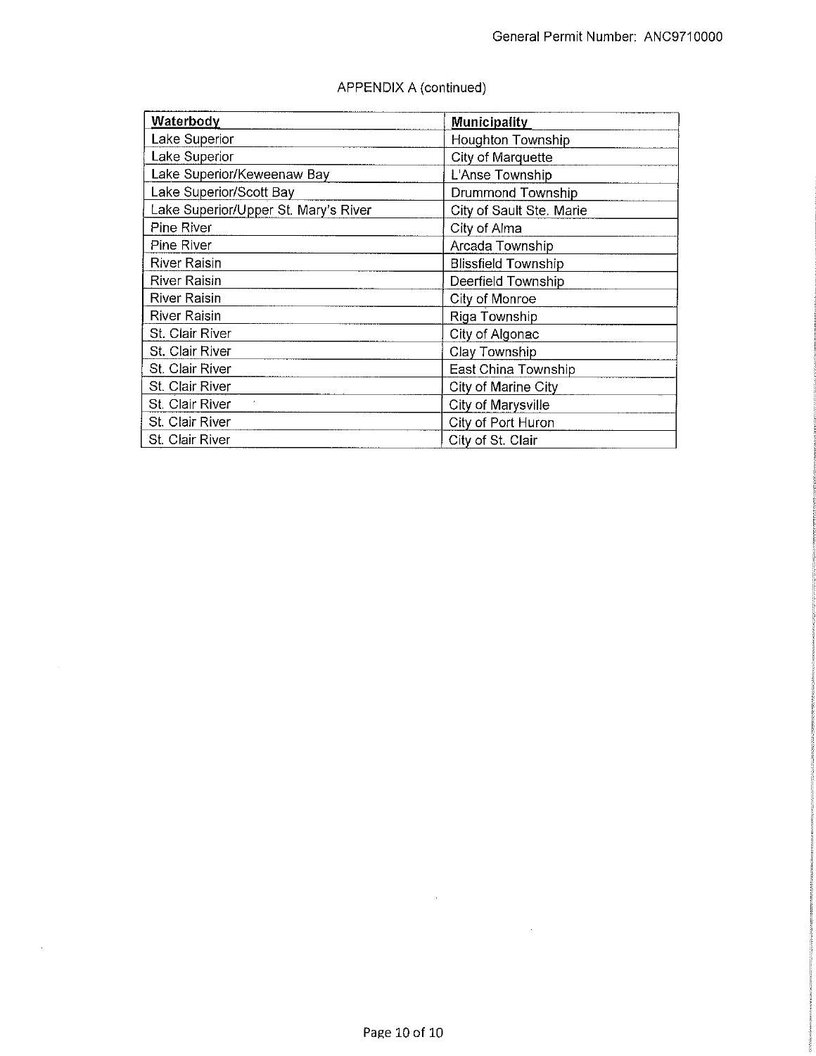APPENDIX A (continued)

| Waterbody | Municipality |
|---|---|
| Lake Superior | Houghton Township |
| Lake Superior | City of Marquette |
| Lake Superior/Keweenaw Bay | L'Anse Township |
| Lake Superior/Scott Bay | Drummond Township |
| Lake Superior/Upper St. Mary's River | City of Sault Ste. Marie |
| Pine River | City of Alma |
| Pine River | Arcada Township |
| River Raisin | Blissfield Township |
| River Raisin | Deerfield Township |
| River Raisin | City of Monroe |
| River Raisin | Riga Township |
| St. Clair River | City of Algonac |
| St. Clair River | Clay Township |
| St. Clair River | East China Township |
| St. Clair River | City of Marine City |
| St. Clair River | City of Marysville |
| St. Clair River | City of Port Huron |
| St. Clair River | City of St. Clair |